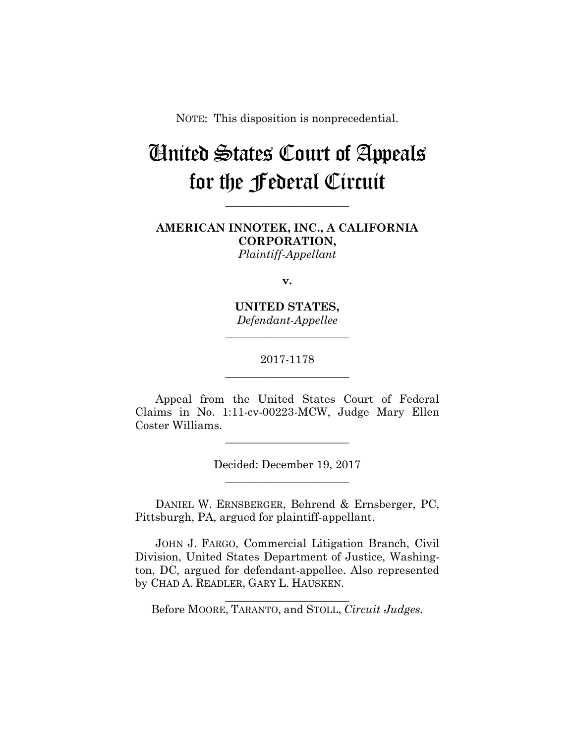NOTE: This disposition is nonprecedential.

# United States Court of Appeals for the Federal Circuit

______________________

**AMERICAN INNOTEK, INC., A CALIFORNIA CORPORATION,**
*Plaintiff-Appellant*

**v.**

**UNITED STATES,**
*Defendant-Appellee*

______________________

2017-1178

______________________

Appeal from the United States Court of Federal Claims in No. 1:11-cv-00223-MCW, Judge Mary Ellen Coster Williams.

______________________

Decided: December 19, 2017

______________________

DANIEL W. ERNSBERGER, Behrend & Ernsberger, PC, Pittsburgh, PA, argued for plaintiff-appellant.

JOHN J. FARGO, Commercial Litigation Branch, Civil Division, United States Department of Justice, Washington, DC, argued for defendant-appellee. Also represented by CHAD A. READLER, GARY L. HAUSKEN.

______________________

Before MOORE, TARANTO, and STOLL, *Circuit Judges.*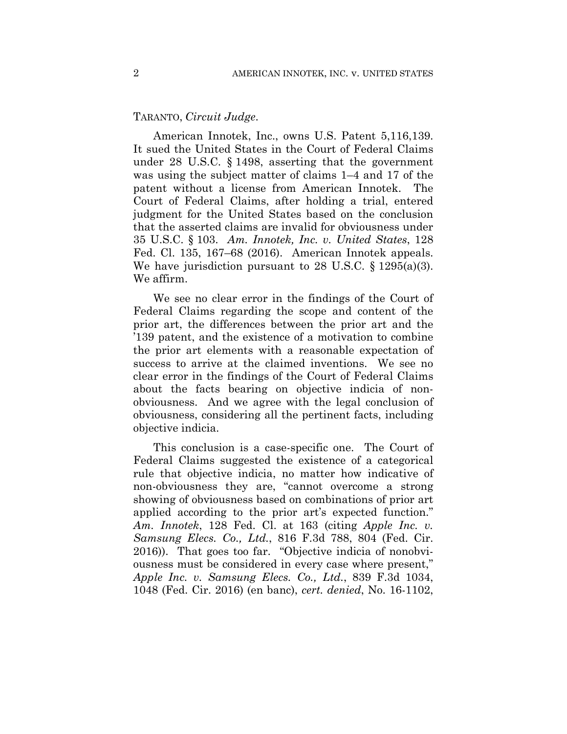TARANTO, *Circuit Judge*.

American Innotek, Inc., owns U.S. Patent 5,116,139. It sued the United States in the Court of Federal Claims under 28 U.S.C. § 1498, asserting that the government was using the subject matter of claims 1–4 and 17 of the patent without a license from American Innotek. The Court of Federal Claims, after holding a trial, entered judgment for the United States based on the conclusion that the asserted claims are invalid for obviousness under 35 U.S.C. § 103. *Am. Innotek, Inc. v. United States*, 128 Fed. Cl. 135, 167–68 (2016). American Innotek appeals. We have jurisdiction pursuant to 28 U.S.C. § 1295(a)(3). We affirm.

We see no clear error in the findings of the Court of Federal Claims regarding the scope and content of the prior art, the differences between the prior art and the '139 patent, and the existence of a motivation to combine the prior art elements with a reasonable expectation of success to arrive at the claimed inventions. We see no clear error in the findings of the Court of Federal Claims about the facts bearing on objective indicia of non-obviousness. And we agree with the legal conclusion of obviousness, considering all the pertinent facts, including objective indicia.

This conclusion is a case-specific one. The Court of Federal Claims suggested the existence of a categorical rule that objective indicia, no matter how indicative of non-obviousness they are, "cannot overcome a strong showing of obviousness based on combinations of prior art applied according to the prior art's expected function." *Am. Innotek*, 128 Fed. Cl. at 163 (citing *Apple Inc. v. Samsung Elecs. Co., Ltd.*, 816 F.3d 788, 804 (Fed. Cir. 2016)). That goes too far. "Objective indicia of nonobviousness must be considered in every case where present," *Apple Inc. v. Samsung Elecs. Co., Ltd.*, 839 F.3d 1034, 1048 (Fed. Cir. 2016) (en banc), *cert. denied*, No. 16-1102,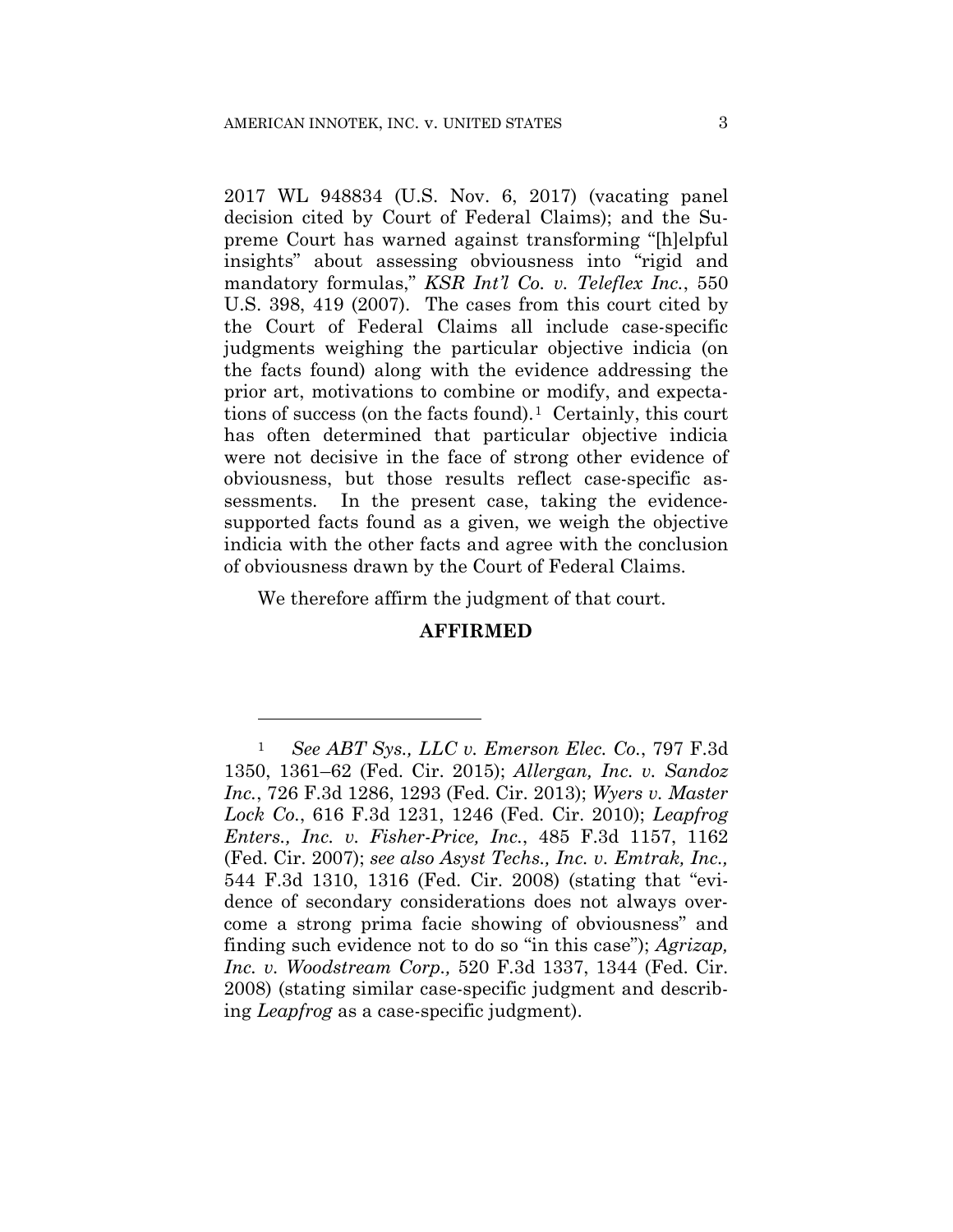2017 WL 948834 (U.S. Nov. 6, 2017) (vacating panel decision cited by Court of Federal Claims); and the Supreme Court has warned against transforming "[h]elpful insights" about assessing obviousness into "rigid and mandatory formulas," *KSR Int'l Co. v. Teleflex Inc.*, 550 U.S. 398, 419 (2007). The cases from this court cited by the Court of Federal Claims all include case-specific judgments weighing the particular objective indicia (on the facts found) along with the evidence addressing the prior art, motivations to combine or modify, and expectations of success (on the facts found).[1] Certainly, this court has often determined that particular objective indicia were not decisive in the face of strong other evidence of obviousness, but those results reflect case-specific assessments. In the present case, taking the evidence-supported facts found as a given, we weigh the objective indicia with the other facts and agree with the conclusion of obviousness drawn by the Court of Federal Claims.

We therefore affirm the judgment of that court.

**AFFIRMED**

---

[1] *See ABT Sys., LLC v. Emerson Elec. Co.*, 797 F.3d 1350, 1361–62 (Fed. Cir. 2015); *Allergan, Inc. v. Sandoz Inc.*, 726 F.3d 1286, 1293 (Fed. Cir. 2013); *Wyers v. Master Lock Co.*, 616 F.3d 1231, 1246 (Fed. Cir. 2010); *Leapfrog Enters., Inc. v. Fisher-Price, Inc.*, 485 F.3d 1157, 1162 (Fed. Cir. 2007); *see also Asyst Techs., Inc. v. Emtrak, Inc.,* 544 F.3d 1310, 1316 (Fed. Cir. 2008) (stating that "evidence of secondary considerations does not always overcome a strong prima facie showing of obviousness" and finding such evidence not to do so "in this case"); *Agrizap, Inc. v. Woodstream Corp.,* 520 F.3d 1337, 1344 (Fed. Cir. 2008) (stating similar case-specific judgment and describing *Leapfrog* as a case-specific judgment).